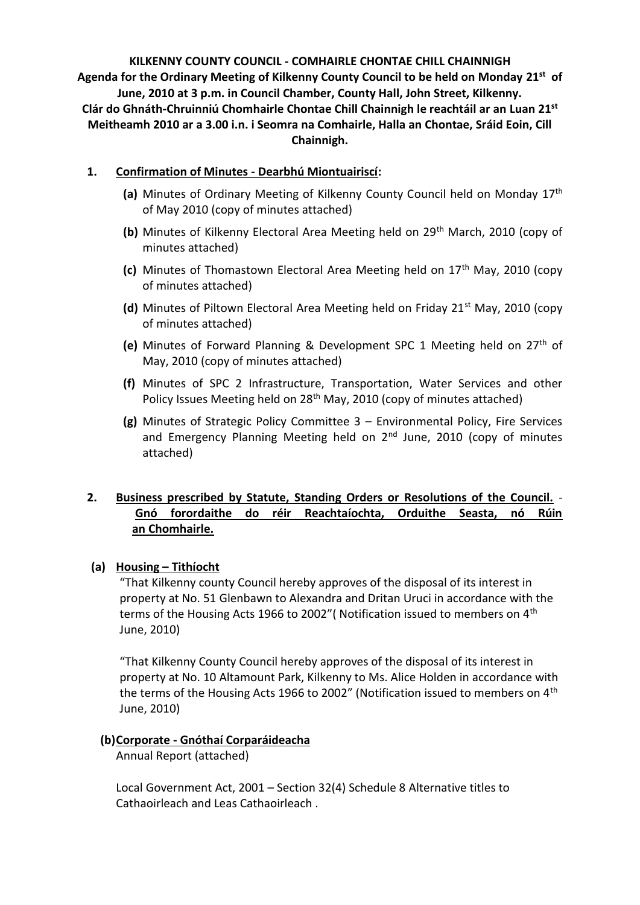**KILKENNY COUNTY COUNCIL - COMHAIRLE CHONTAE CHILL CHAINNIGH**
**Agenda for the Ordinary Meeting of Kilkenny County Council to be held on Monday 21st of June, 2010 at 3 p.m. in Council Chamber, County Hall, John Street, Kilkenny.**
**Clár do Ghnáth-Chruinniú Chomhairle Chontae Chill Chainnigh le reachtáil ar an Luan 21st Meitheamh 2010 ar a 3.00 i.n. i Seomra na Comhairle, Halla an Chontae, Sráid Eoin, Cill Chainnigh.**

1. **Confirmation of Minutes - Dearbhú Miontuairiscí:**

   **(a)** Minutes of Ordinary Meeting of Kilkenny County Council held on Monday 17th of May 2010 (copy of minutes attached)

   **(b)** Minutes of Kilkenny Electoral Area Meeting held on 29th March, 2010 (copy of minutes attached)

   **(c)** Minutes of Thomastown Electoral Area Meeting held on 17th May, 2010 (copy of minutes attached)

   **(d)** Minutes of Piltown Electoral Area Meeting held on Friday 21st May, 2010 (copy of minutes attached)

   **(e)** Minutes of Forward Planning & Development SPC 1 Meeting held on 27th of May, 2010 (copy of minutes attached)

   **(f)** Minutes of SPC 2 Infrastructure, Transportation, Water Services and other Policy Issues Meeting held on 28th May, 2010 (copy of minutes attached)

   **(g)** Minutes of Strategic Policy Committee 3 – Environmental Policy, Fire Services and Emergency Planning Meeting held on 2nd June, 2010 (copy of minutes attached)

2. **Business prescribed by Statute, Standing Orders or Resolutions of the Council. - Gnó forordaithe do réir Reachtaíochta, Orduithe Seasta, nó Rúin an Chomhairle.**

**(a) Housing – Tithíocht**

"That Kilkenny county Council hereby approves of the disposal of its interest in property at No. 51 Glenbawn to Alexandra and Dritan Uruci in accordance with the terms of the Housing Acts 1966 to 2002"( Notification issued to members on 4th June, 2010)

"That Kilkenny County Council hereby approves of the disposal of its interest in property at No. 10 Altamount Park, Kilkenny to Ms. Alice Holden in accordance with the terms of the Housing Acts 1966 to 2002" (Notification issued to members on 4th June, 2010)

**(b) Corporate - Gnóthaí Corparáideacha**

Annual Report (attached)

Local Government Act, 2001 – Section 32(4) Schedule 8 Alternative titles to Cathaoirleach and Leas Cathaoirleach .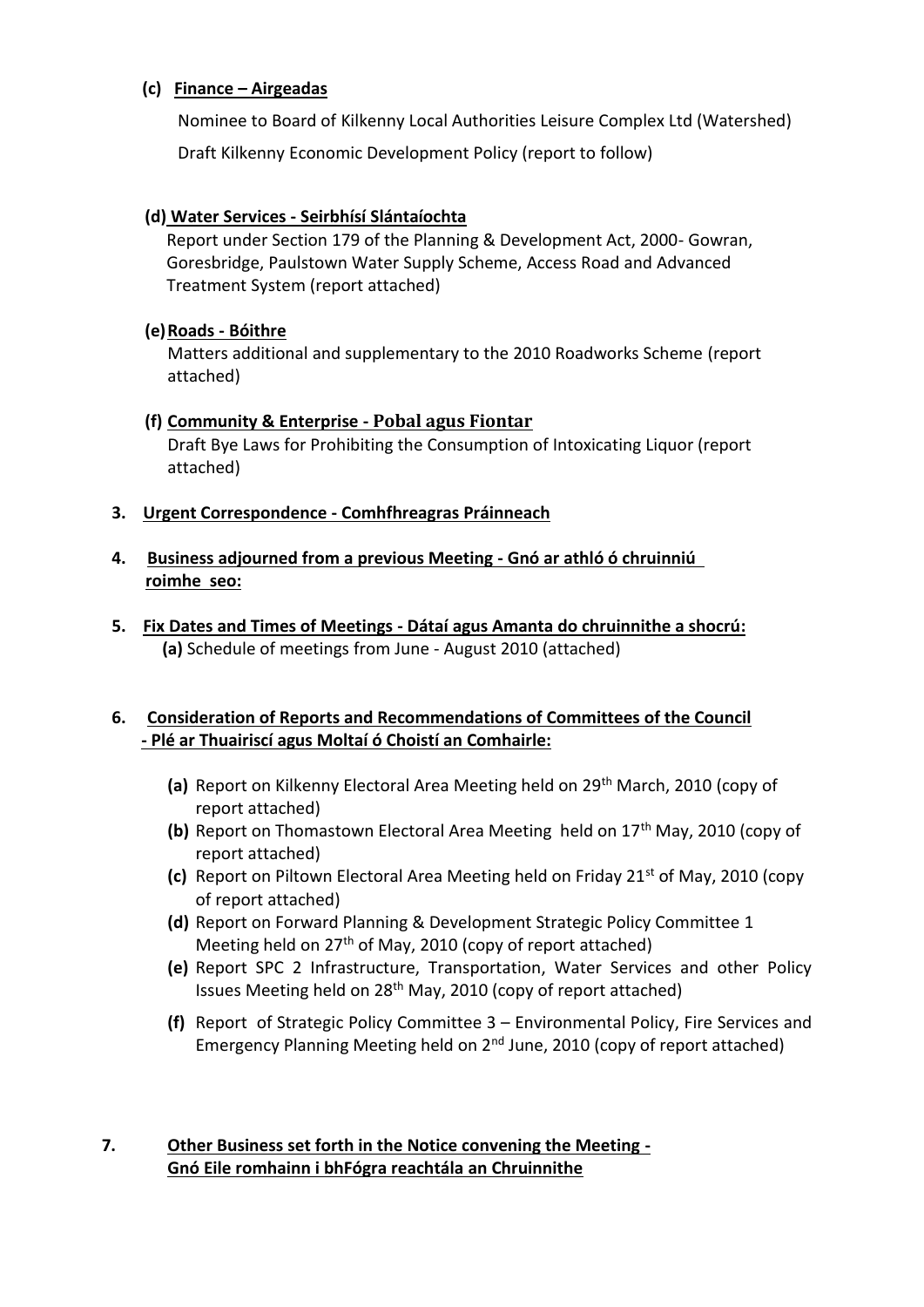**(c) Finance – Airgeadas**

Nominee to Board of Kilkenny Local Authorities Leisure Complex Ltd (Watershed)

Draft Kilkenny Economic Development Policy (report to follow)

**(d) Water Services - Seirbhísí Slántaíochta**

Report under Section 179 of the Planning & Development Act, 2000- Gowran, Goresbridge, Paulstown Water Supply Scheme, Access Road and Advanced Treatment System (report attached)

**(e) Roads - Bóithre**

Matters additional and supplementary to the 2010 Roadworks Scheme (report attached)

**(f) Community & Enterprise - Pobal agus Fiontar**

Draft Bye Laws for Prohibiting the Consumption of Intoxicating Liquor (report attached)

**3. Urgent Correspondence - Comhfhreagras Práinneach**

**4. Business adjourned from a previous Meeting - Gnó ar athló ó chruinniú roimhe seo:**

**5. Fix Dates and Times of Meetings - Dátaí agus Amanta do chruinnithe a shocrú:**

**(a)** Schedule of meetings from June - August 2010 (attached)

**6. Consideration of Reports and Recommendations of Committees of the Council - Plé ar Thuairiscí agus Moltaí ó Choistí an Comhairle:**

- **(a)** Report on Kilkenny Electoral Area Meeting held on 29th March, 2010 (copy of report attached)
- **(b)** Report on Thomastown Electoral Area Meeting held on 17th May, 2010 (copy of report attached)
- **(c)** Report on Piltown Electoral Area Meeting held on Friday 21st of May, 2010 (copy of report attached)
- **(d)** Report on Forward Planning & Development Strategic Policy Committee 1 Meeting held on 27th of May, 2010 (copy of report attached)
- **(e)** Report SPC 2 Infrastructure, Transportation, Water Services and other Policy Issues Meeting held on 28th May, 2010 (copy of report attached)
- **(f)** Report of Strategic Policy Committee 3 – Environmental Policy, Fire Services and Emergency Planning Meeting held on 2nd June, 2010 (copy of report attached)

**7. Other Business set forth in the Notice convening the Meeting - Gnó Eile romhainn i bhFógra reachtála an Chruinnithe**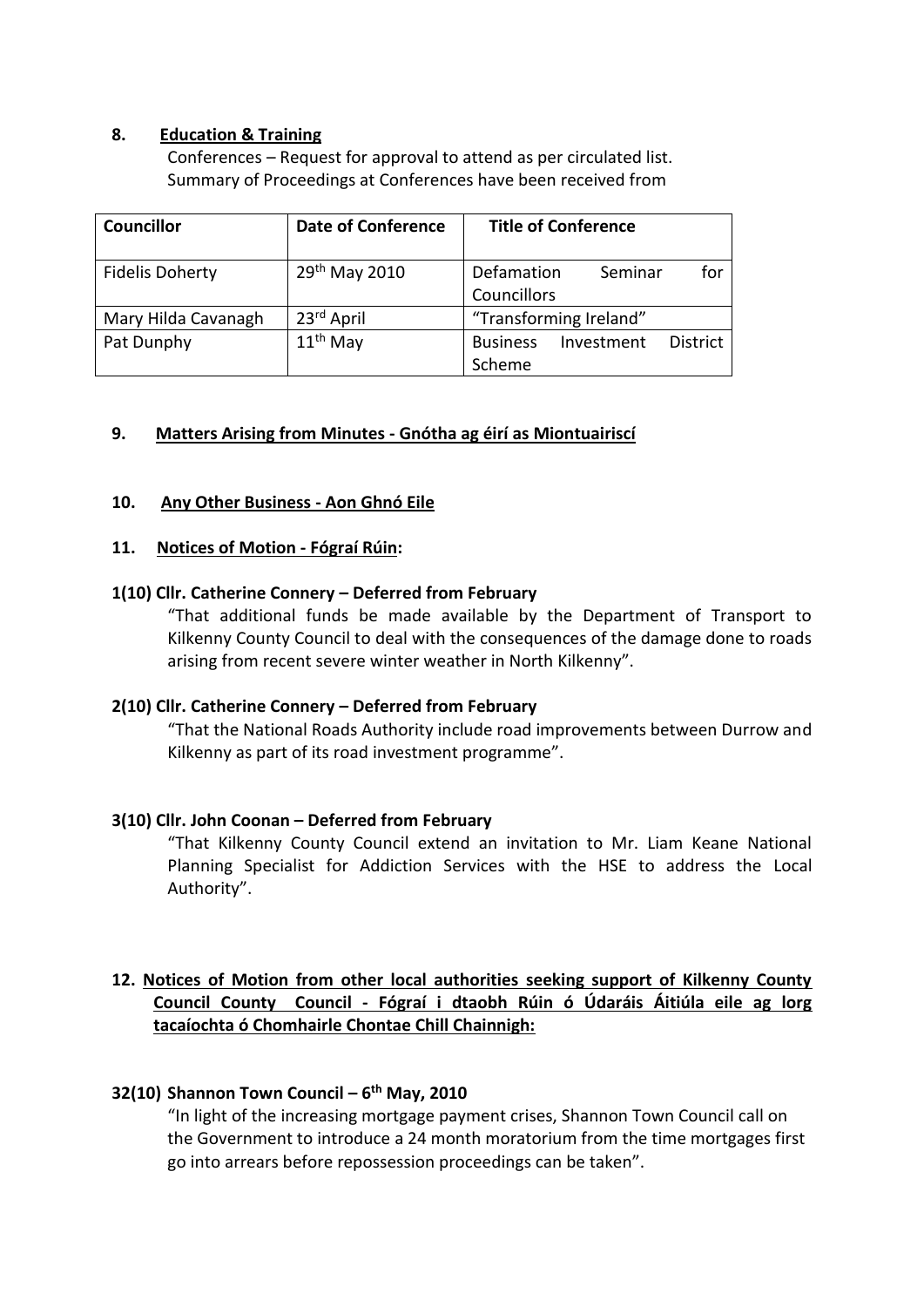**8. Education & Training**

Conferences – Request for approval to attend as per circulated list.
Summary of Proceedings at Conferences have been received from

| Councillor | Date of Conference | Title of Conference |
|---|---|---|
| Fidelis Doherty | 29th May 2010 | Defamation Seminar for Councillors |
| Mary Hilda Cavanagh | 23rd April | "Transforming Ireland" |
| Pat Dunphy | 11th May | Business Investment District Scheme |

**9. Matters Arising from Minutes - Gnótha ag éirí as Miontuairiscí**

**10. Any Other Business - Aon Ghnó Eile**

**11. Notices of Motion - Fógraí Rúin:**

**1(10) Cllr. Catherine Connery – Deferred from February**

"That additional funds be made available by the Department of Transport to Kilkenny County Council to deal with the consequences of the damage done to roads arising from recent severe winter weather in North Kilkenny".

**2(10) Cllr. Catherine Connery – Deferred from February**

"That the National Roads Authority include road improvements between Durrow and Kilkenny as part of its road investment programme".

**3(10) Cllr. John Coonan – Deferred from February**

"That Kilkenny County Council extend an invitation to Mr. Liam Keane National Planning Specialist for Addiction Services with the HSE to address the Local Authority".

**12. Notices of Motion from other local authorities seeking support of Kilkenny County Council County Council - Fógraí i dtaobh Rúin ó Údaráis Áitiúla eile ag lorg tacaíochta ó Chomhairle Chontae Chill Chainnigh:**

**32(10) Shannon Town Council – 6th May, 2010**

"In light of the increasing mortgage payment crises, Shannon Town Council call on the Government to introduce a 24 month moratorium from the time mortgages first go into arrears before repossession proceedings can be taken".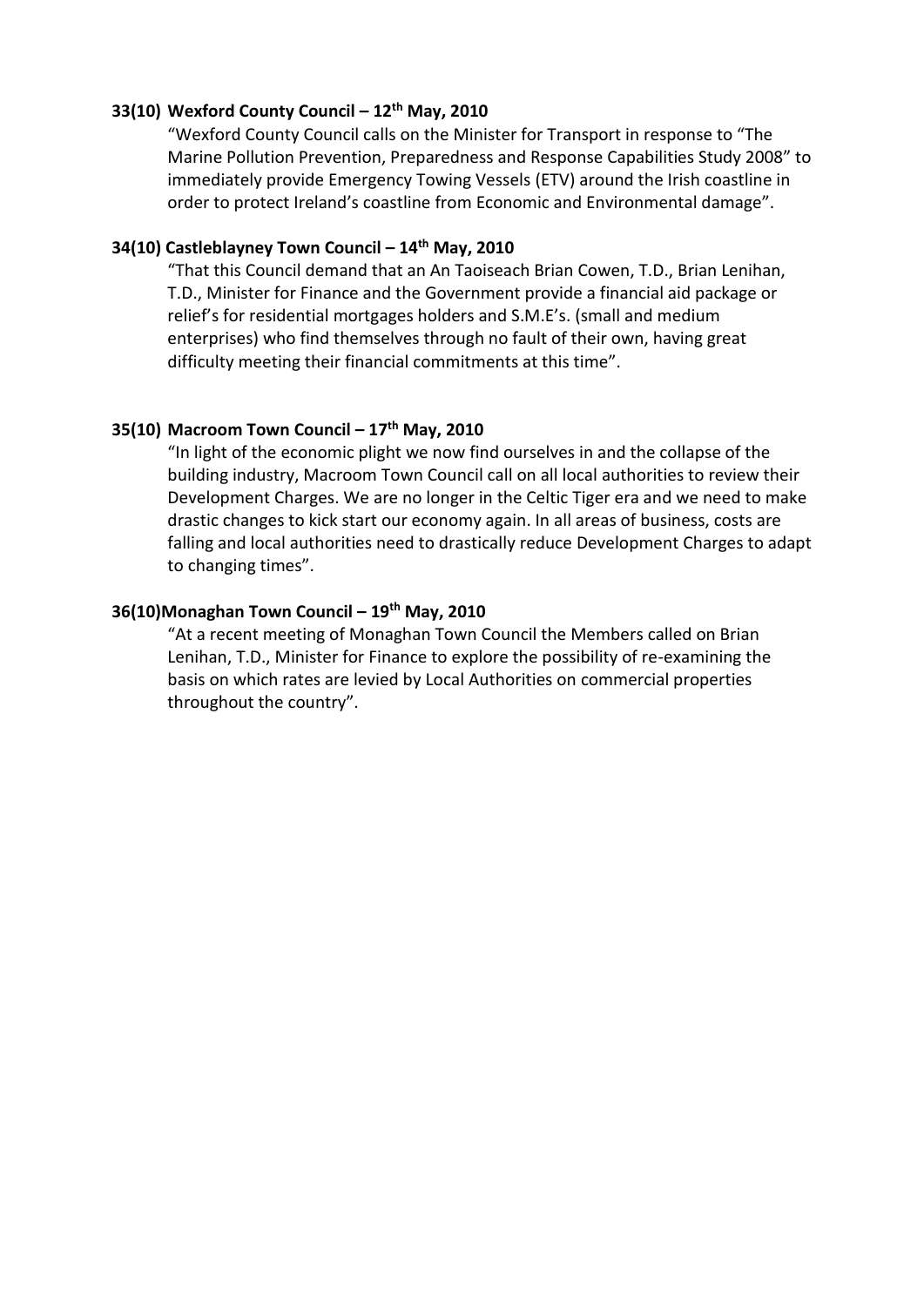**33(10) Wexford County Council – 12th May, 2010**

"Wexford County Council calls on the Minister for Transport in response to "The Marine Pollution Prevention, Preparedness and Response Capabilities Study 2008" to immediately provide Emergency Towing Vessels (ETV) around the Irish coastline in order to protect Ireland's coastline from Economic and Environmental damage".

**34(10) Castleblayney Town Council – 14th May, 2010**

"That this Council demand that an An Taoiseach Brian Cowen, T.D., Brian Lenihan, T.D., Minister for Finance and the Government provide a financial aid package or relief's for residential mortgages holders and S.M.E's. (small and medium enterprises) who find themselves through no fault of their own, having great difficulty meeting their financial commitments at this time".

**35(10) Macroom Town Council – 17th May, 2010**

"In light of the economic plight we now find ourselves in and the collapse of the building industry, Macroom Town Council call on all local authorities to review their Development Charges. We are no longer in the Celtic Tiger era and we need to make drastic changes to kick start our economy again. In all areas of business, costs are falling and local authorities need to drastically reduce Development Charges to adapt to changing times".

**36(10)Monaghan Town Council – 19th May, 2010**

"At a recent meeting of Monaghan Town Council the Members called on Brian Lenihan, T.D., Minister for Finance to explore the possibility of re-examining the basis on which rates are levied by Local Authorities on commercial properties throughout the country".